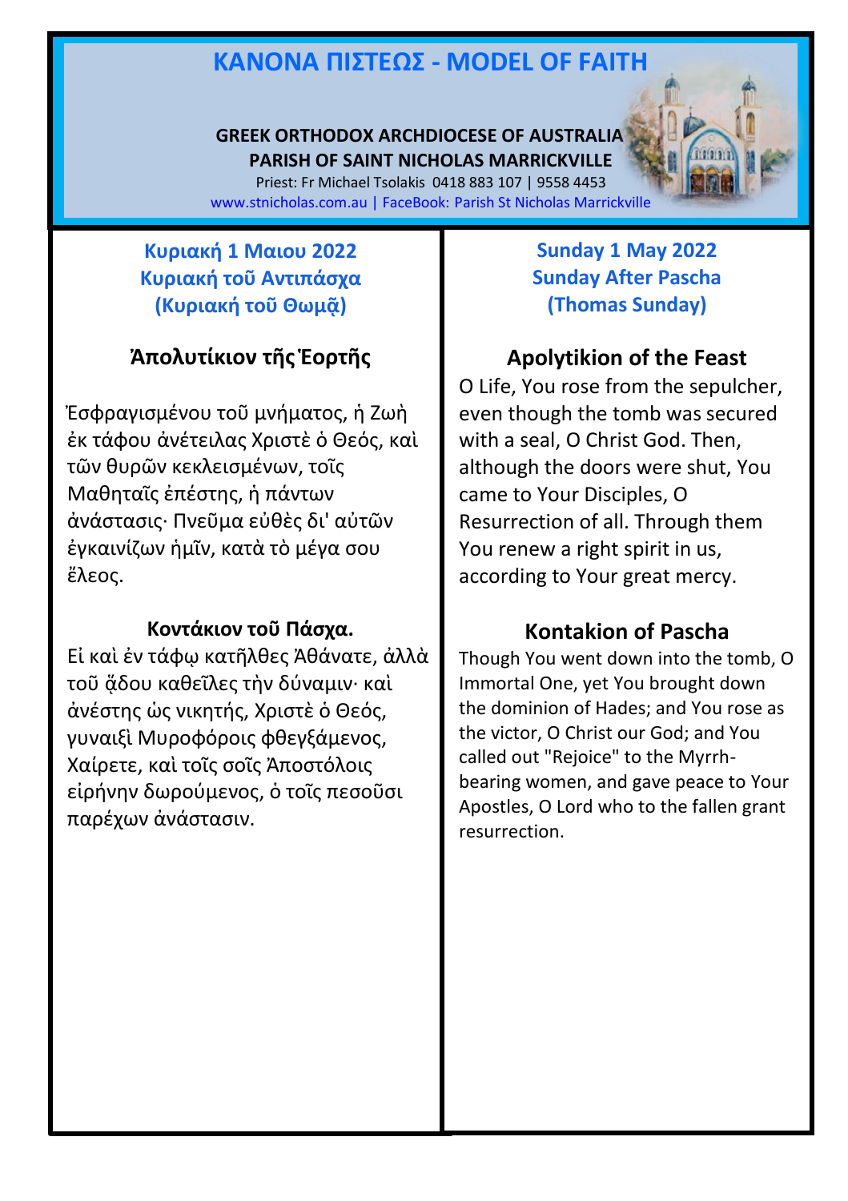# ΚΑΝΟΝΑ ΠΙΣΤΕΩΣ - MODEL OF FAITH

**GREEK ORTHODOX ARCHDIOCESE OF AUSTRALIA**
**PARISH OF SAINT NICHOLAS MARRICKVILLE**
Priest: Fr Michael Tsolakis 0418 883 107 | 9558 4453
www.stnicholas.com.au | FaceBook: Parish St Nicholas Marrickville

## Κυριακή 1 Μαιου 2022
## Κυριακή τοῦ Ἀντιπάσχα
## (Κυριακή τοῦ Θωμᾶ)

### Ἀπολυτίκιον τῆς Ἑορτῆς

Ἐσφραγισμένου τοῦ μνήματος, ἡ Ζωὴ ἐκ τάφου ἀνέτειλας Χριστὲ ὁ Θεός, καὶ τῶν θυρῶν κεκλεισμένων, τοῖς Μαθηταῖς ἐπέστης, ἡ πάντων ἀνάστασις· Πνεῦμα εὐθὲς δι' αὐτῶν ἐγκαινίζων ἡμῖν, κατὰ τὸ μέγα σου ἔλεος.

### Κοντάκιον τοῦ Πάσχα.

Εἰ καὶ ἐν τάφῳ κατῆλθες Ἀθάνατε, ἀλλὰ τοῦ ᾅδου καθεῖλες τὴν δύναμιν· καὶ ἀνέστης ὡς νικητής, Χριστὲ ὁ Θεός, γυναιξὶ Μυροφόροις φθεγξάμενος, Χαίρετε, καὶ τοῖς σοῖς Ἀποστόλοις εἰρήνην δωρούμενος, ὁ τοῖς πεσοῦσι παρέχων ἀνάστασιν.

## Sunday 1 May 2022
## Sunday After Pascha
## (Thomas Sunday)

### Apolytikion of the Feast

O Life, You rose from the sepulcher, even though the tomb was secured with a seal, O Christ God. Then, although the doors were shut, You came to Your Disciples, O Resurrection of all. Through them You renew a right spirit in us, according to Your great mercy.

### Kontakion of Pascha

Though You went down into the tomb, O Immortal One, yet You brought down the dominion of Hades; and You rose as the victor, O Christ our God; and You called out "Rejoice" to the Myrrh-bearing women, and gave peace to Your Apostles, O Lord who to the fallen grant resurrection.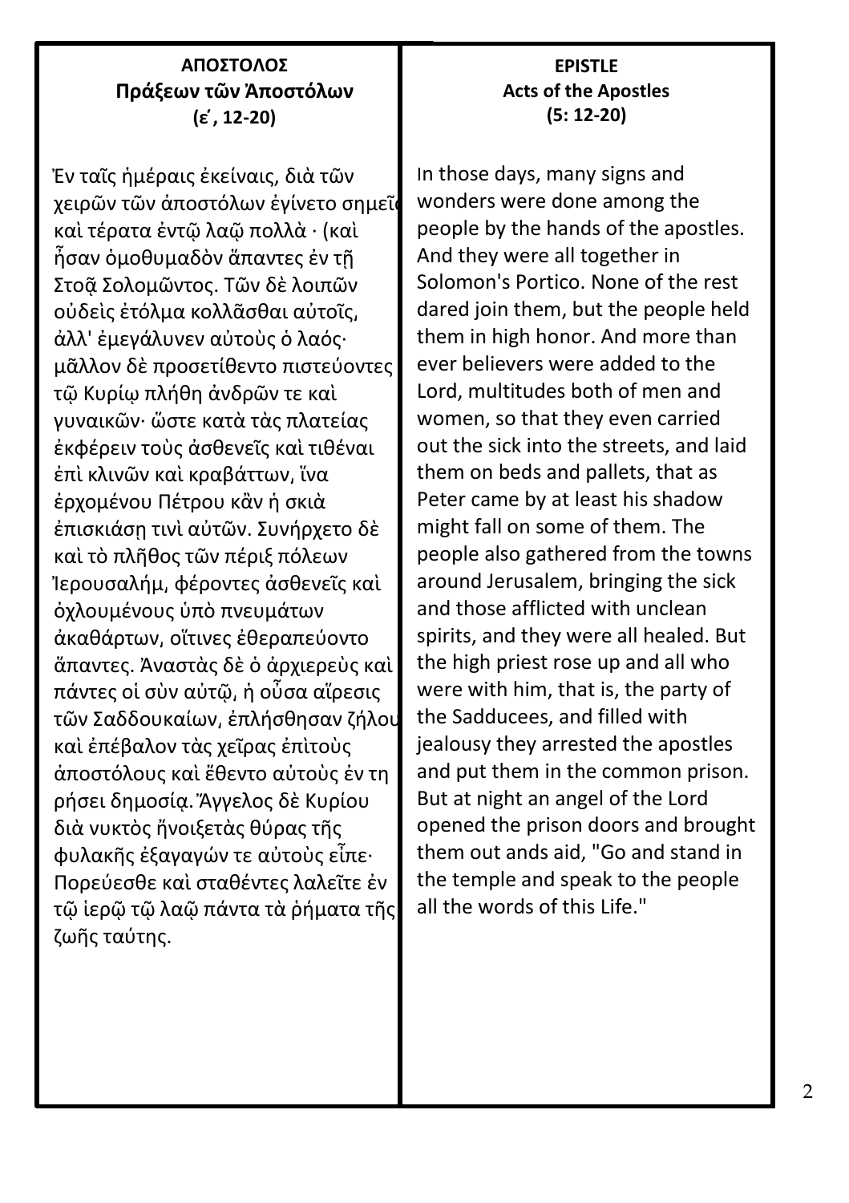**ΑΠΟΣΤΟΛΟΣ**
**Πράξεων τῶν Ἀποστόλων**
**(ε΄, 12-20)**

Ἐν ταῖς ἡμέραις ἐκείναις, διὰ τῶν χειρῶν τῶν ἀποστόλων ἐγίνετο σημεῖα καὶ τέρατα ἐντῷ λαῷ πολλὰ · (καὶ ἦσαν ὁμοθυμαδὸν ἅπαντες ἐν τῇ Στοᾷ Σολομῶντος. Τῶν δὲ λοιπῶν οὐδεὶς ἐτόλμα κολλᾶσθαι αὐτοῖς, ἀλλ' ἐμεγάλυνεν αὐτοὺς ὁ λαός· μᾶλλον δὲ προσετίθεντο πιστεύοντες τῷ Κυρίῳ πλήθη ἀνδρῶν τε καὶ γυναικῶν· ὥστε κατὰ τὰς πλατείας ἐκφέρειν τοὺς ἀσθενεῖς καὶ τιθέναι ἐπὶ κλινῶν καὶ κραβάττων, ἵνα ἐρχομένου Πέτρου κἂν ἡ σκιὰ ἐπισκιάσῃ τινὶ αὐτῶν. Συνήρχετο δὲ καὶ τὸ πλῆθος τῶν πέριξ πόλεων Ἱερουσαλήμ, φέροντες ἀσθενεῖς καὶ ὀχλουμένους ὑπὸ πνευμάτων ἀκαθάρτων, οἵτινες ἐθεραπεύοντο ἅπαντες. Ἀναστὰς δὲ ὁ ἀρχιερεὺς καὶ πάντες οἱ σὺν αὐτῷ, ἡ οὖσα αἵρεσις τῶν Σαδδουκαίων, ἐπλήσθησαν ζήλου καὶ ἐπέβαλον τὰς χεῖρας ἐπὶτοὺς ἀποστόλους καὶ ἔθεντο αὐτοὺς ἐν τη ρήσει δημοσίᾳ. Ἄγγελος δὲ Κυρίου διὰ νυκτὸς ἤνοιξετὰς θύρας τῆς φυλακῆς ἐξαγαγών τε αὐτοὺς εἶπε· Πορεύεσθε καὶ σταθέντες λαλεῖτε ἐν τῷ ἱερῷ τῷ λαῷ πάντα τὰ ῥήματα τῆς ζωῆς ταύτης.

**EPISTLE**
**Acts of the Apostles**
**(5: 12-20)**

In those days, many signs and wonders were done among the people by the hands of the apostles. And they were all together in Solomon's Portico. None of the rest dared join them, but the people held them in high honor. And more than ever believers were added to the Lord, multitudes both of men and women, so that they even carried out the sick into the streets, and laid them on beds and pallets, that as Peter came by at least his shadow might fall on some of them. The people also gathered from the towns around Jerusalem, bringing the sick and those afflicted with unclean spirits, and they were all healed. But the high priest rose up and all who were with him, that is, the party of the Sadducees, and filled with jealousy they arrested the apostles and put them in the common prison. But at night an angel of the Lord opened the prison doors and brought them out ands aid, "Go and stand in the temple and speak to the people all the words of this Life."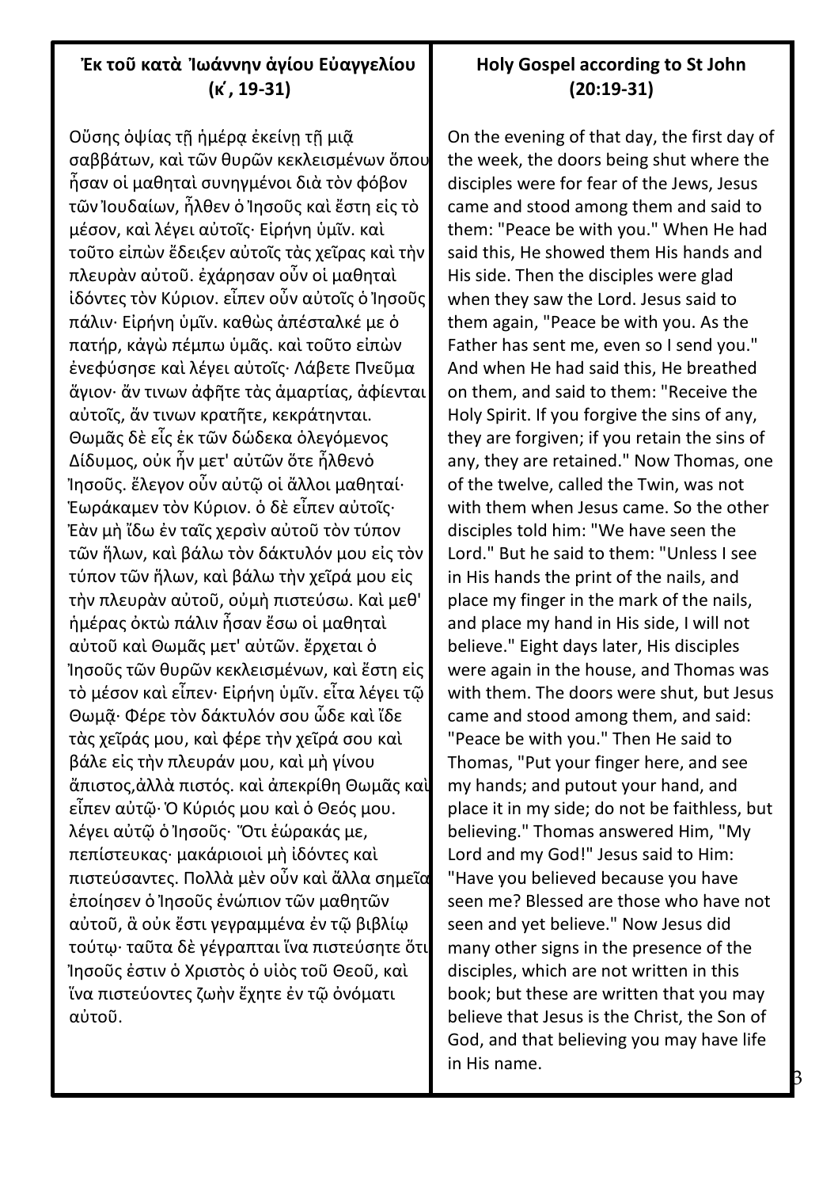## Ἐκ τοῦ κατὰ Ἰωάννην ἁγίου Εὐαγγελίου (κ΄, 19-31)

Οὔσης ὀψίας τῇ ἡμέρᾳ ἐκείνῃ τῇ μιᾷ σαββάτων, καὶ τῶν θυρῶν κεκλεισμένων ὅπου ἦσαν οἱ μαθηταὶ συνηγμένοι διὰ τὸν φόβον τῶν Ἰουδαίων, ἦλθεν ὁ Ἰησοῦς καὶ ἔστη εἰς τὸ μέσον, καὶ λέγει αὐτοῖς· Εἰρήνη ὑμῖν. καὶ τοῦτο εἰπὼν ἔδειξεν αὐτοῖς τὰς χεῖρας καὶ τὴν πλευρὰν αὐτοῦ. ἐχάρησαν οὖν οἱ μαθηταὶ ἰδόντες τὸν Κύριον. εἶπεν οὖν αὐτοῖς ὁ Ἰησοῦς πάλιν· Εἰρήνη ὑμῖν. καθὼς ἀπέσταλκέ με ὁ πατήρ, κἀγὼ πέμπω ὑμᾶς. καὶ τοῦτο εἰπὼν ἐνεφύσησε καὶ λέγει αὐτοῖς· Λάβετε Πνεῦμα ἅγιον· ἄν τινων ἀφῆτε τὰς ἁμαρτίας, ἀφίενται αὐτοῖς, ἄν τινων κρατῆτε, κεκράτηνται. Θωμᾶς δὲ εἷς ἐκ τῶν δώδεκα ὁλεγόμενος Δίδυμος, οὐκ ἦν μετ' αὐτῶν ὅτε ἦλθενὁ Ἰησοῦς. ἔλεγον οὖν αὐτῷ οἱ ἄλλοι μαθηταί· Ἑωράκαμεν τὸν Κύριον. ὁ δὲ εἶπεν αὐτοῖς· Ἐὰν μὴ ἴδω ἐν ταῖς χερσὶν αὐτοῦ τὸν τύπον τῶν ἥλων, καὶ βάλω τὸν δάκτυλόν μου εἰς τὸν τύπον τῶν ἥλων, καὶ βάλω τὴν χεῖρά μου εἰς τὴν πλευρὰν αὐτοῦ, οὐμὴ πιστεύσω. Καὶ μεθ' ἡμέρας ὀκτὼ πάλιν ἦσαν ἔσω οἱ μαθηταὶ αὐτοῦ καὶ Θωμᾶς μετ' αὐτῶν. ἔρχεται ὁ Ἰησοῦς τῶν θυρῶν κεκλεισμένων, καὶ ἔστη εἰς τὸ μέσον καὶ εἶπεν· Εἰρήνη ὑμῖν. εἶτα λέγει τῷ Θωμᾷ· Φέρε τὸν δάκτυλόν σου ὧδε καὶ ἴδε τὰς χεῖράς μου, καὶ φέρε τὴν χεῖρά σου καὶ βάλε εἰς τὴν πλευράν μου, καὶ μὴ γίνου ἄπιστος,ἀλλὰ πιστός. καὶ ἀπεκρίθη Θωμᾶς καὶ εἶπεν αὐτῷ· Ὁ Κύριός μου καὶ ὁ Θεός μου. λέγει αὐτῷ ὁ Ἰησοῦς· Ὅτι ἑώρακάς με, πεπίστευκας· μακάριοιοί μὴ ἰδόντες καὶ πιστεύσαντες. Πολλὰ μὲν οὖν καὶ ἄλλα σημεῖα ἐποίησεν ὁ Ἰησοῦς ἐνώπιον τῶν μαθητῶν αὐτοῦ, ἃ οὐκ ἔστι γεγραμμένα ἐν τῷ βιβλίῳ τούτῳ· ταῦτα δὲ γέγραπται ἵνα πιστεύσητε ὅτι Ἰησοῦς ἐστιν ὁ Χριστὸς ὁ υἱὸς τοῦ Θεοῦ, καὶ ἵνα πιστεύοντες ζωὴν ἔχητε ἐν τῷ ὀνόματι αὐτοῦ.

## Holy Gospel according to St John (20:19-31)

On the evening of that day, the first day of the week, the doors being shut where the disciples were for fear of the Jews, Jesus came and stood among them and said to them: "Peace be with you." When He had said this, He showed them His hands and His side. Then the disciples were glad when they saw the Lord. Jesus said to them again, "Peace be with you. As the Father has sent me, even so I send you." And when He had said this, He breathed on them, and said to them: "Receive the Holy Spirit. If you forgive the sins of any, they are forgiven; if you retain the sins of any, they are retained." Now Thomas, one of the twelve, called the Twin, was not with them when Jesus came. So the other disciples told him: "We have seen the Lord." But he said to them: "Unless I see in His hands the print of the nails, and place my finger in the mark of the nails, and place my hand in His side, I will not believe." Eight days later, His disciples were again in the house, and Thomas was with them. The doors were shut, but Jesus came and stood among them, and said: "Peace be with you." Then He said to Thomas, "Put your finger here, and see my hands; and putout your hand, and place it in my side; do not be faithless, but believing." Thomas answered Him, "My Lord and my God!" Jesus said to Him: "Have you believed because you have seen me? Blessed are those who have not seen and yet believe." Now Jesus did many other signs in the presence of the disciples, which are not written in this book; but these are written that you may believe that Jesus is the Christ, the Son of God, and that believing you may have life in His name.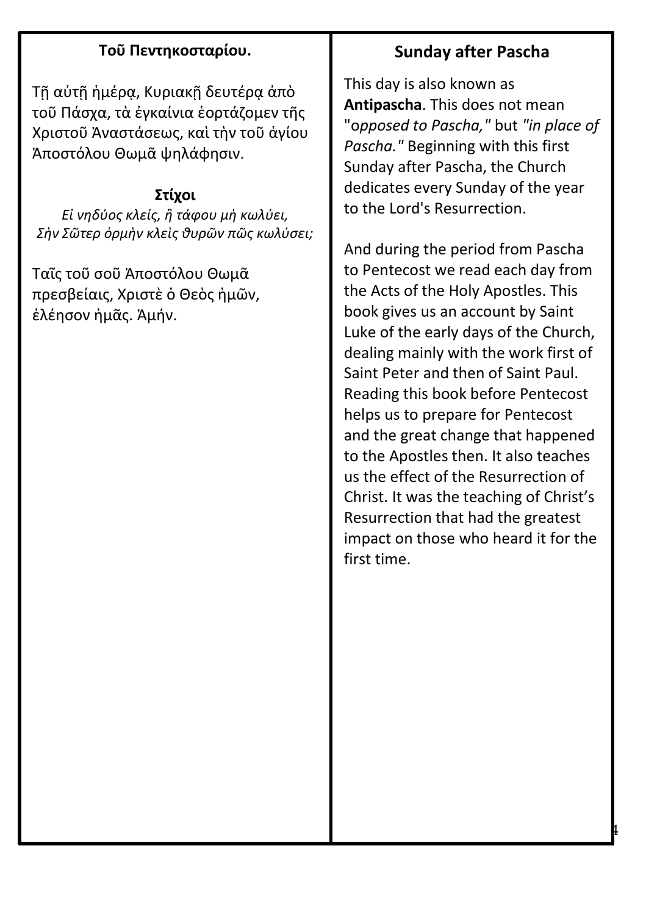## Τοῦ Πεντηκοσταρίου.

Τῇ αὐτῇ ἡμέρᾳ, Κυριακῇ δευτέρᾳ ἀπὸ τοῦ Πάσχα, τὰ ἐγκαίνια ἑορτάζομεν τῆς Χριστοῦ Ἀναστάσεως, καὶ τὴν τοῦ ἁγίου Ἀποστόλου Θωμᾶ ψηλάφησιν.

### Στίχοι

*Εἰ νηδύος κλείς, ἢ τάφου μὴ κωλύει,*
*Σὴν Σῶτερ ὁρμὴν κλεὶς θυρῶν πῶς κωλύσει;*

Ταῖς τοῦ σοῦ Ἀποστόλου Θωμᾶ πρεσβείαις, Χριστὲ ὁ Θεὸς ἡμῶν, ἐλέησον ἡμᾶς. Ἀμήν.

## Sunday after Pascha

This day is also known as **Antipascha**. This does not mean "*opposed to Pascha,"* but *"in place of Pascha."* Beginning with this first Sunday after Pascha, the Church dedicates every Sunday of the year to the Lord's Resurrection.

And during the period from Pascha to Pentecost we read each day from the Acts of the Holy Apostles. This book gives us an account by Saint Luke of the early days of the Church, dealing mainly with the work first of Saint Peter and then of Saint Paul. Reading this book before Pentecost helps us to prepare for Pentecost and the great change that happened to the Apostles then. It also teaches us the effect of the Resurrection of Christ. It was the teaching of Christ's Resurrection that had the greatest impact on those who heard it for the first time.